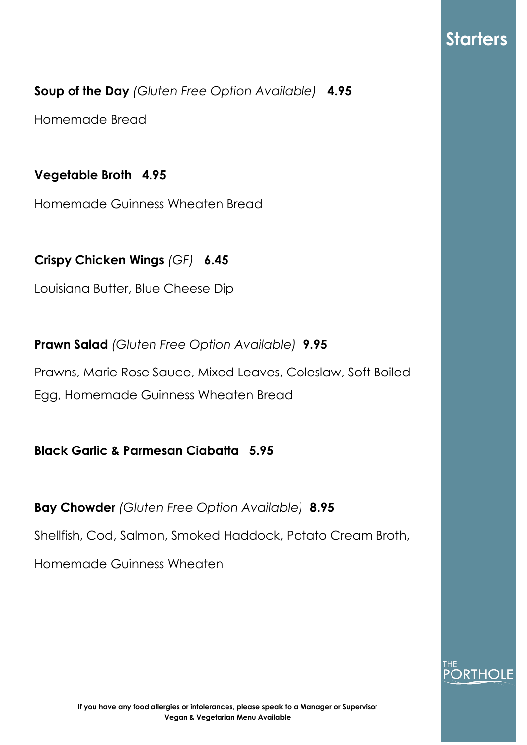# Starters

**Soup of the Day** *(Gluten Free Option Available)* **4.95**

Homemade Bread

**Vegetable Broth 4.95**

Homemade Guinness Wheaten Bread

**Crispy Chicken Wings** *(GF)* **6.45**

Louisiana Butter, Blue Cheese Dip

**Prawn Salad** *(Gluten Free Option Available)* **9.95**

Prawns, Marie Rose Sauce, Mixed Leaves, Coleslaw, Soft Boiled Egg, Homemade Guinness Wheaten Bread

**Black Garlic & Parmesan Ciabatta 5.95**

**Bay Chowder** *(Gluten Free Option Available)* **8.95**

Shellfish, Cod, Salmon, Smoked Haddock, Potato Cream Broth,

Homemade Guinness Wheaten

THE PORTHOLE

**If you have any food allergies or intolerances, please speak to a Manager or Supervisor**
**Vegan & Vegetarian Menu Available**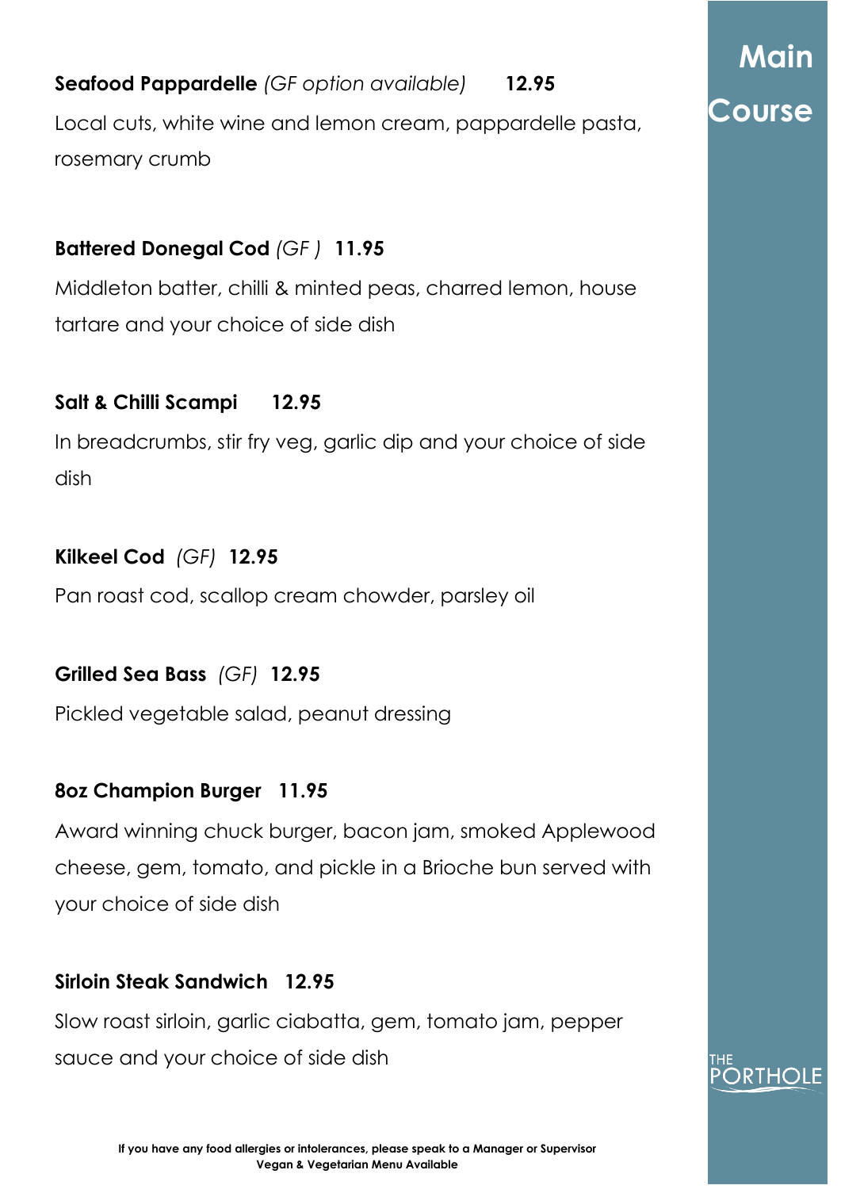# Main Course

**Seafood Pappardelle** *(GF option available)* **12.95**

Local cuts, white wine and lemon cream, pappardelle pasta, rosemary crumb

**Battered Donegal Cod** *(GF )* **11.95**

Middleton batter, chilli & minted peas, charred lemon, house tartare and your choice of side dish

**Salt & Chilli Scampi** **12.95**

In breadcrumbs, stir fry veg, garlic dip and your choice of side dish

**Kilkeel Cod** *(GF)* **12.95**

Pan roast cod, scallop cream chowder, parsley oil

**Grilled Sea Bass** *(GF)* **12.95**

Pickled vegetable salad, peanut dressing

**8oz Champion Burger** **11.95**

Award winning chuck burger, bacon jam, smoked Applewood cheese, gem, tomato, and pickle in a Brioche bun served with your choice of side dish

**Sirloin Steak Sandwich** **12.95**

Slow roast sirloin, garlic ciabatta, gem, tomato jam, pepper sauce and your choice of side dish

THE PORTHOLE

**If you have any food allergies or intolerances, please speak to a Manager or Supervisor**
**Vegan & Vegetarian Menu Available**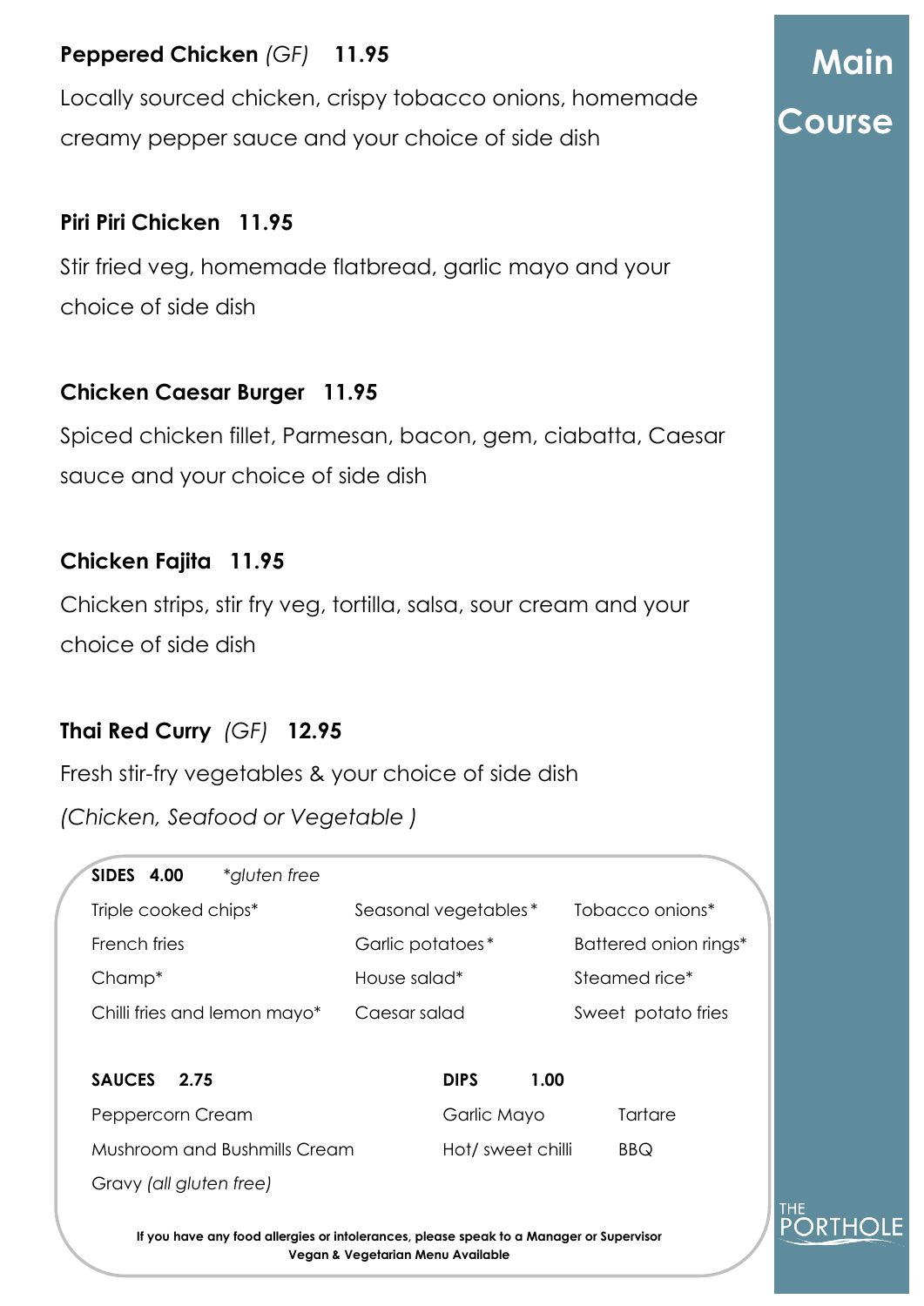# Main Course

**Peppered Chicken** *(GF)* **11.95**

Locally sourced chicken, crispy tobacco onions, homemade creamy pepper sauce and your choice of side dish

**Piri Piri Chicken 11.95**

Stir fried veg, homemade flatbread, garlic mayo and your choice of side dish

**Chicken Caesar Burger 11.95**

Spiced chicken fillet, Parmesan, bacon, gem, ciabatta, Caesar sauce and your choice of side dish

**Chicken Fajita 11.95**

Chicken strips, stir fry veg, tortilla, salsa, sour cream and your choice of side dish

**Thai Red Curry** *(GF)* **12.95**

Fresh stir-fry vegetables & your choice of side dish

*(Chicken, Seafood or Vegetable )*

**SIDES 4.00** *\*gluten free*

| | | |
|---|---|---|
| Triple cooked chips* | Seasonal vegetables* | Tobacco onions* |
| French fries | Garlic potatoes* | Battered onion rings* |
| Champ* | House salad* | Steamed rice* |
| Chilli fries and lemon mayo* | Caesar salad | Sweet potato fries |

**SAUCES 2.75**

- Peppercorn Cream
- Mushroom and Bushmills Cream
- Gravy *(all gluten free)*

**DIPS 1.00**

- Garlic Mayo
- Tartare
- Hot/ sweet chilli
- BBQ

**If you have any food allergies or intolerances, please speak to a Manager or Supervisor**

**Vegan & Vegetarian Menu Available**

THE PORTHOLE